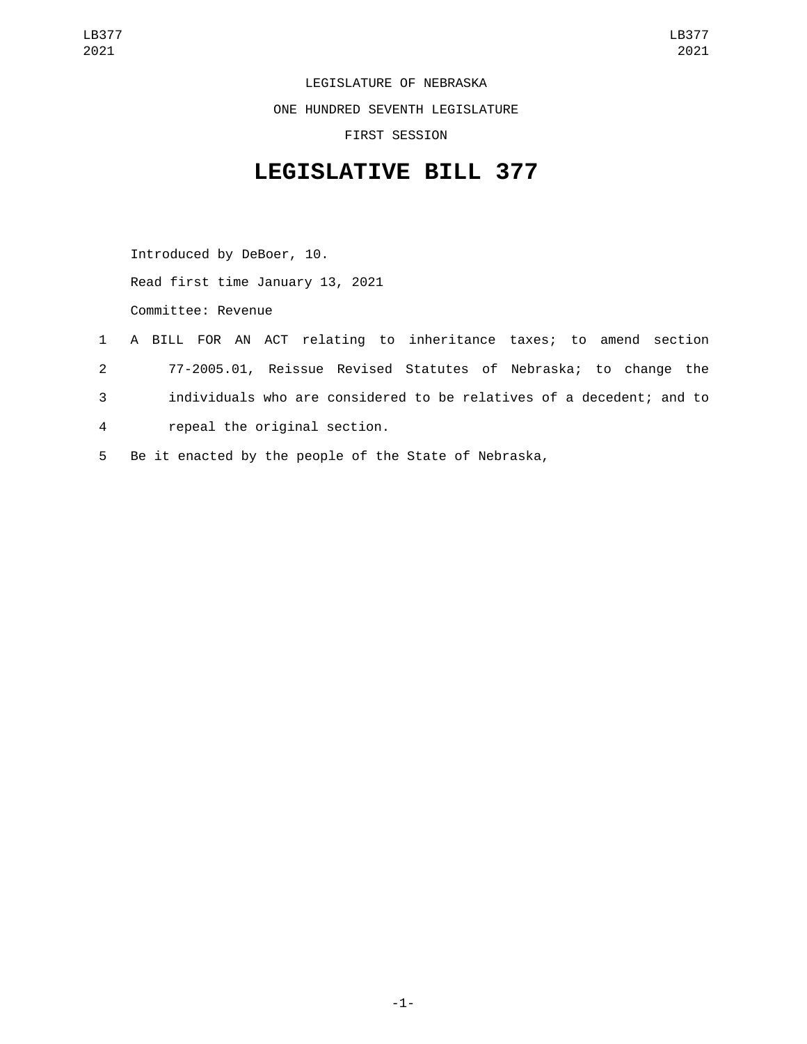LEGISLATURE OF NEBRASKA

ONE HUNDRED SEVENTH LEGISLATURE

FIRST SESSION

# LEGISLATIVE BILL 377

Introduced by DeBoer, 10.

Read first time January 13, 2021

Committee: Revenue

1 A BILL FOR AN ACT relating to inheritance taxes; to amend section
2 77-2005.01, Reissue Revised Statutes of Nebraska; to change the
3 individuals who are considered to be relatives of a decedent; and to
4 repeal the original section.
5 Be it enacted by the people of the State of Nebraska,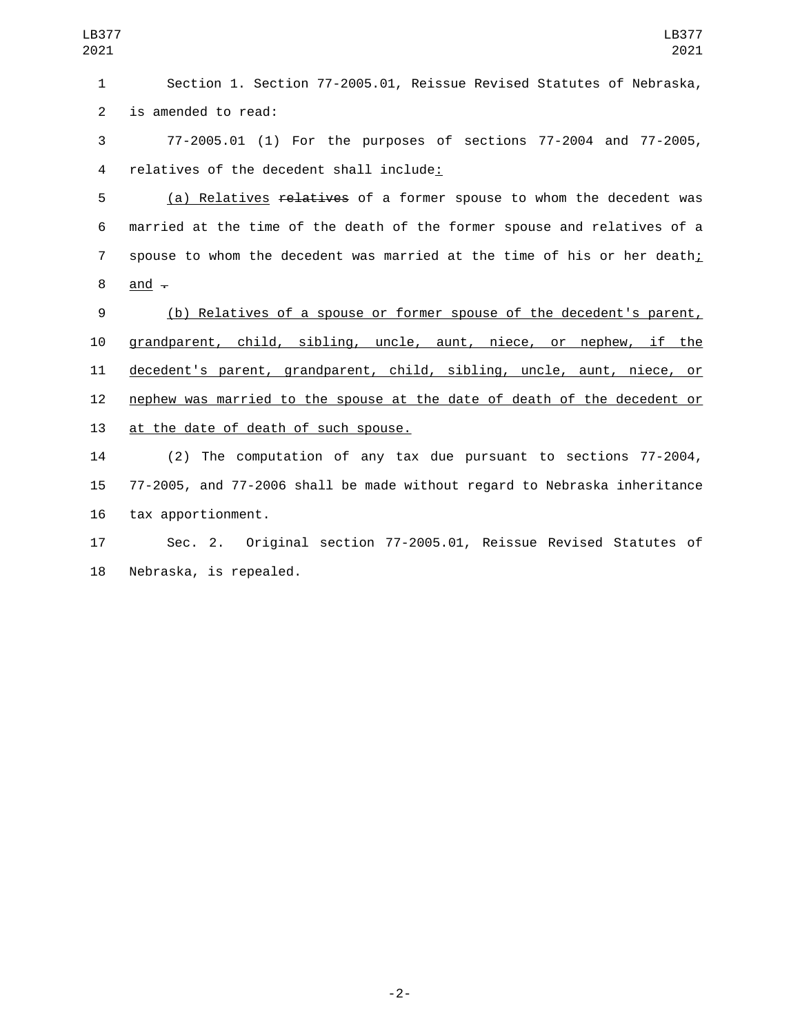Section 1. Section 77-2005.01, Reissue Revised Statutes of Nebraska, is amended to read:

77-2005.01 (1) For the purposes of sections 77-2004 and 77-2005, relatives of the decedent shall include:

(a) Relatives ~~relatives~~ of a former spouse to whom the decedent was married at the time of the death of the former spouse and relatives of a spouse to whom the decedent was married at the time of his or her death; and ~~.~~

(b) Relatives of a spouse or former spouse of the decedent's parent, grandparent, child, sibling, uncle, aunt, niece, or nephew, if the decedent's parent, grandparent, child, sibling, uncle, aunt, niece, or nephew was married to the spouse at the date of death of the decedent or at the date of death of such spouse.

(2) The computation of any tax due pursuant to sections 77-2004, 77-2005, and 77-2006 shall be made without regard to Nebraska inheritance tax apportionment.

Sec. 2. Original section 77-2005.01, Reissue Revised Statutes of Nebraska, is repealed.